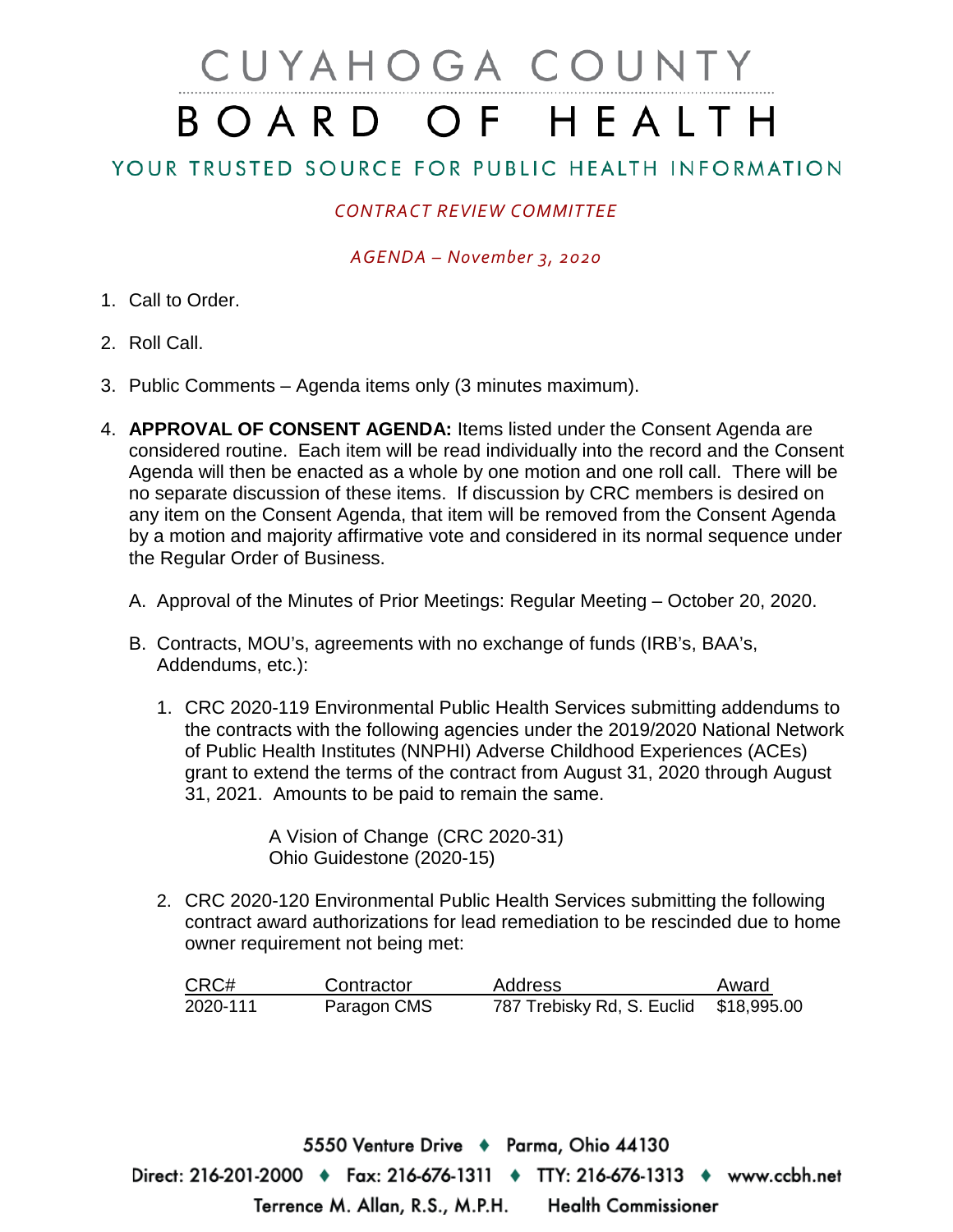# CUYAHOGA COUNTY BOARD OF HEALTH

## YOUR TRUSTED SOURCE FOR PUBLIC HEALTH INFORMATION

*CONTRACT REVIEW COMMITTEE*

*AGENDA – November 3, 2020*

1. Call to Order.

2. Roll Call.

3. Public Comments – Agenda items only (3 minutes maximum).

4. **APPROVAL OF CONSENT AGENDA:** Items listed under the Consent Agenda are considered routine. Each item will be read individually into the record and the Consent Agenda will then be enacted as a whole by one motion and one roll call. There will be no separate discussion of these items. If discussion by CRC members is desired on any item on the Consent Agenda, that item will be removed from the Consent Agenda by a motion and majority affirmative vote and considered in its normal sequence under the Regular Order of Business.

   A. Approval of the Minutes of Prior Meetings: Regular Meeting – October 20, 2020.

   B. Contracts, MOU's, agreements with no exchange of funds (IRB's, BAA's, Addendums, etc.):

      1. CRC 2020-119 Environmental Public Health Services submitting addendums to the contracts with the following agencies under the 2019/2020 National Network of Public Health Institutes (NNPHI) Adverse Childhood Experiences (ACEs) grant to extend the terms of the contract from August 31, 2020 through August 31, 2021. Amounts to be paid to remain the same.

         A Vision of Change (CRC 2020-31)
         Ohio Guidestone (2020-15)

      2. CRC 2020-120 Environmental Public Health Services submitting the following contract award authorizations for lead remediation to be rescinded due to home owner requirement not being met:

| CRC# | Contractor | Address | Award |
|---|---|---|---|
| 2020-111 | Paragon CMS | 787 Trebisky Rd, S. Euclid | $18,995.00 |

5550 Venture Drive ♦ Parma, Ohio 44130
Direct: 216-201-2000 ♦ Fax: 216-676-1311 ♦ TTY: 216-676-1313 ♦ www.ccbh.net
Terrence M. Allan, R.S., M.P.H. Health Commissioner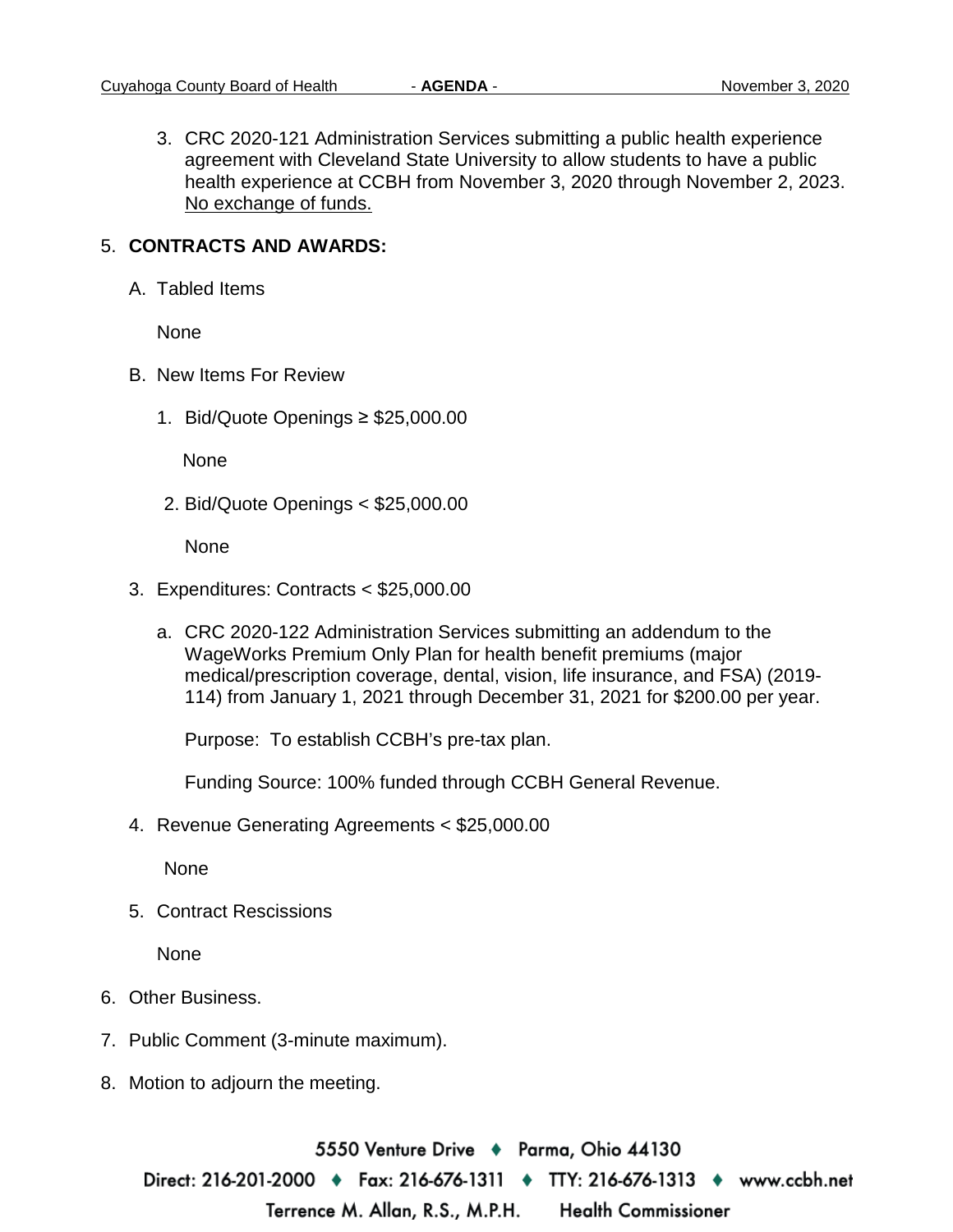3. CRC 2020-121 Administration Services submitting a public health experience agreement with Cleveland State University to allow students to have a public health experience at CCBH from November 3, 2020 through November 2, 2023. No exchange of funds.

5. **CONTRACTS AND AWARDS:**

   A. Tabled Items

      None

   B. New Items For Review

      1. Bid/Quote Openings ≥ $25,000.00

         None

      2. Bid/Quote Openings < $25,000.00

         None

   3. Expenditures: Contracts < $25,000.00

      a. CRC 2020-122 Administration Services submitting an addendum to the WageWorks Premium Only Plan for health benefit premiums (major medical/prescription coverage, dental, vision, life insurance, and FSA) (2019-114) from January 1, 2021 through December 31, 2021 for $200.00 per year.

         Purpose: To establish CCBH's pre-tax plan.

         Funding Source: 100% funded through CCBH General Revenue.

   4. Revenue Generating Agreements < $25,000.00

      None

   5. Contract Rescissions

      None

6. Other Business.

7. Public Comment (3-minute maximum).

8. Motion to adjourn the meeting.